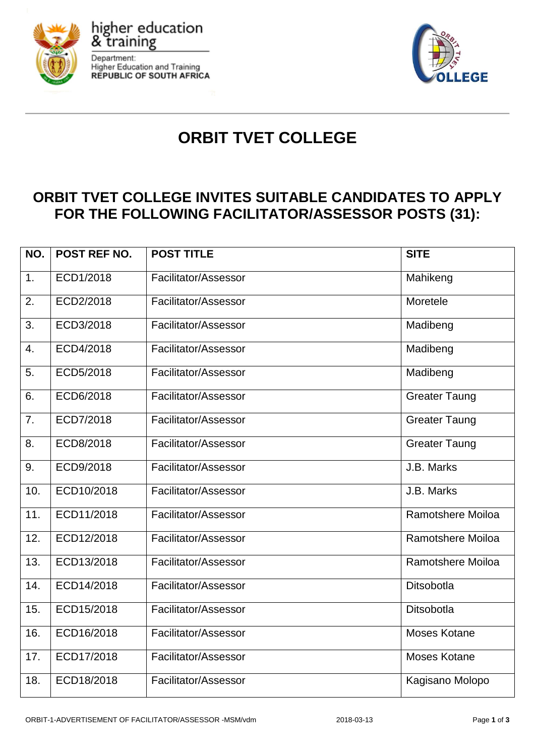higher education & training

Department:
Higher Education and Training
REPUBLIC OF SOUTH AFRICA

# ORBIT TVET COLLEGE

## ORBIT TVET COLLEGE INVITES SUITABLE CANDIDATES TO APPLY FOR THE FOLLOWING FACILITATOR/ASSESSOR POSTS (31):

| NO. | POST REF NO. | POST TITLE | SITE |
|---|---|---|---|
| 1. | ECD1/2018 | Facilitator/Assessor | Mahikeng |
| 2. | ECD2/2018 | Facilitator/Assessor | Moretele |
| 3. | ECD3/2018 | Facilitator/Assessor | Madibeng |
| 4. | ECD4/2018 | Facilitator/Assessor | Madibeng |
| 5. | ECD5/2018 | Facilitator/Assessor | Madibeng |
| 6. | ECD6/2018 | Facilitator/Assessor | Greater Taung |
| 7. | ECD7/2018 | Facilitator/Assessor | Greater Taung |
| 8. | ECD8/2018 | Facilitator/Assessor | Greater Taung |
| 9. | ECD9/2018 | Facilitator/Assessor | J.B. Marks |
| 10. | ECD10/2018 | Facilitator/Assessor | J.B. Marks |
| 11. | ECD11/2018 | Facilitator/Assessor | Ramotshere Moiloa |
| 12. | ECD12/2018 | Facilitator/Assessor | Ramotshere Moiloa |
| 13. | ECD13/2018 | Facilitator/Assessor | Ramotshere Moiloa |
| 14. | ECD14/2018 | Facilitator/Assessor | Ditsobotla |
| 15. | ECD15/2018 | Facilitator/Assessor | Ditsobotla |
| 16. | ECD16/2018 | Facilitator/Assessor | Moses Kotane |
| 17. | ECD17/2018 | Facilitator/Assessor | Moses Kotane |
| 18. | ECD18/2018 | Facilitator/Assessor | Kagisano Molopo |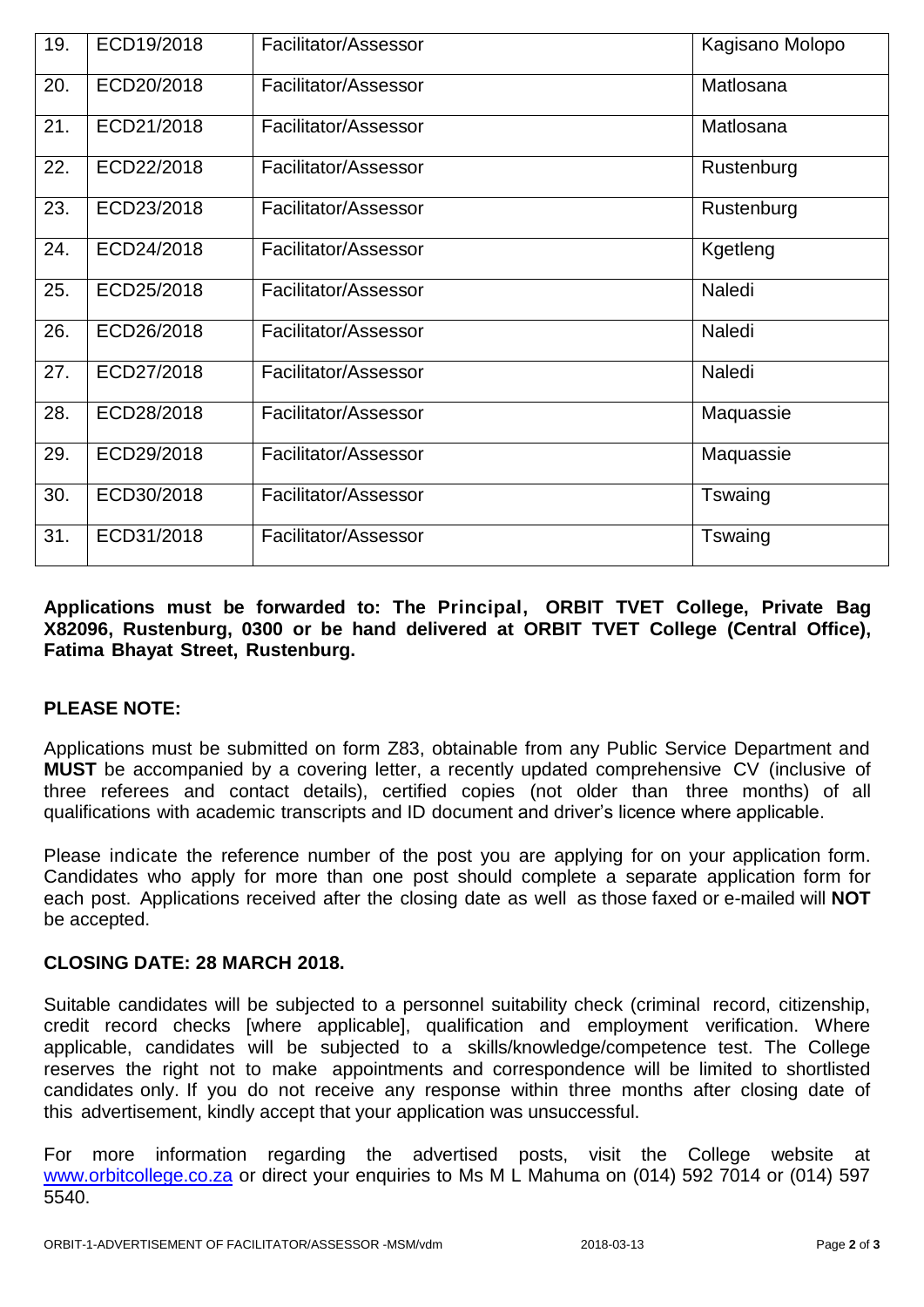| 19. | ECD19/2018 | Facilitator/Assessor | Kagisano Molopo |
|---|---|---|---|
| 20. | ECD20/2018 | Facilitator/Assessor | Matlosana |
| 21. | ECD21/2018 | Facilitator/Assessor | Matlosana |
| 22. | ECD22/2018 | Facilitator/Assessor | Rustenburg |
| 23. | ECD23/2018 | Facilitator/Assessor | Rustenburg |
| 24. | ECD24/2018 | Facilitator/Assessor | Kgetleng |
| 25. | ECD25/2018 | Facilitator/Assessor | Naledi |
| 26. | ECD26/2018 | Facilitator/Assessor | Naledi |
| 27. | ECD27/2018 | Facilitator/Assessor | Naledi |
| 28. | ECD28/2018 | Facilitator/Assessor | Maquassie |
| 29. | ECD29/2018 | Facilitator/Assessor | Maquassie |
| 30. | ECD30/2018 | Facilitator/Assessor | Tswaing |
| 31. | ECD31/2018 | Facilitator/Assessor | Tswaing |

**Applications must be forwarded to: The Principal, ORBIT TVET College, Private Bag X82096, Rustenburg, 0300 or be hand delivered at ORBIT TVET College (Central Office), Fatima Bhayat Street, Rustenburg.**

**PLEASE NOTE:**

Applications must be submitted on form Z83, obtainable from any Public Service Department and **MUST** be accompanied by a covering letter, a recently updated comprehensive CV (inclusive of three referees and contact details), certified copies (not older than three months) of all qualifications with academic transcripts and ID document and driver's licence where applicable.

Please indicate the reference number of the post you are applying for on your application form. Candidates who apply for more than one post should complete a separate application form for each post. Applications received after the closing date as well as those faxed or e-mailed will **NOT** be accepted.

**CLOSING DATE: 28 MARCH 2018.**

Suitable candidates will be subjected to a personnel suitability check (criminal record, citizenship, credit record checks [where applicable], qualification and employment verification. Where applicable, candidates will be subjected to a skills/knowledge/competence test. The College reserves the right not to make appointments and correspondence will be limited to shortlisted candidates only. If you do not receive any response within three months after closing date of this advertisement, kindly accept that your application was unsuccessful.

For more information regarding the advertised posts, visit the College website at www.orbitcollege.co.za or direct your enquiries to Ms M L Mahuma on (014) 592 7014 or (014) 597 5540.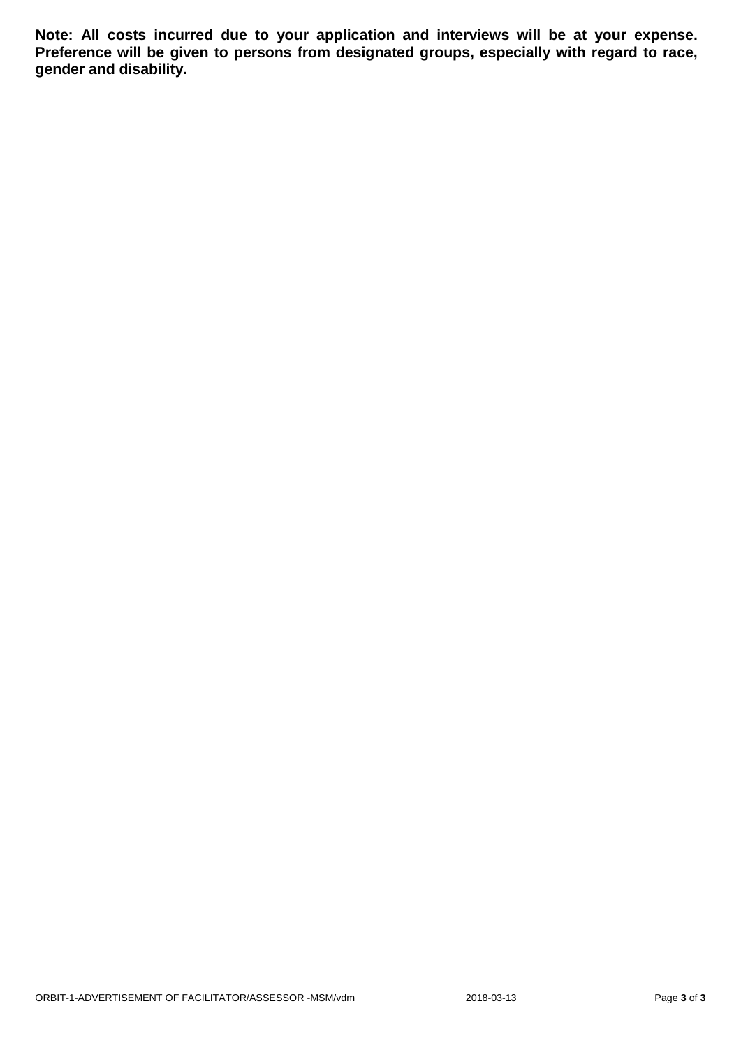**Note: All costs incurred due to your application and interviews will be at your expense. Preference will be given to persons from designated groups, especially with regard to race, gender and disability.**